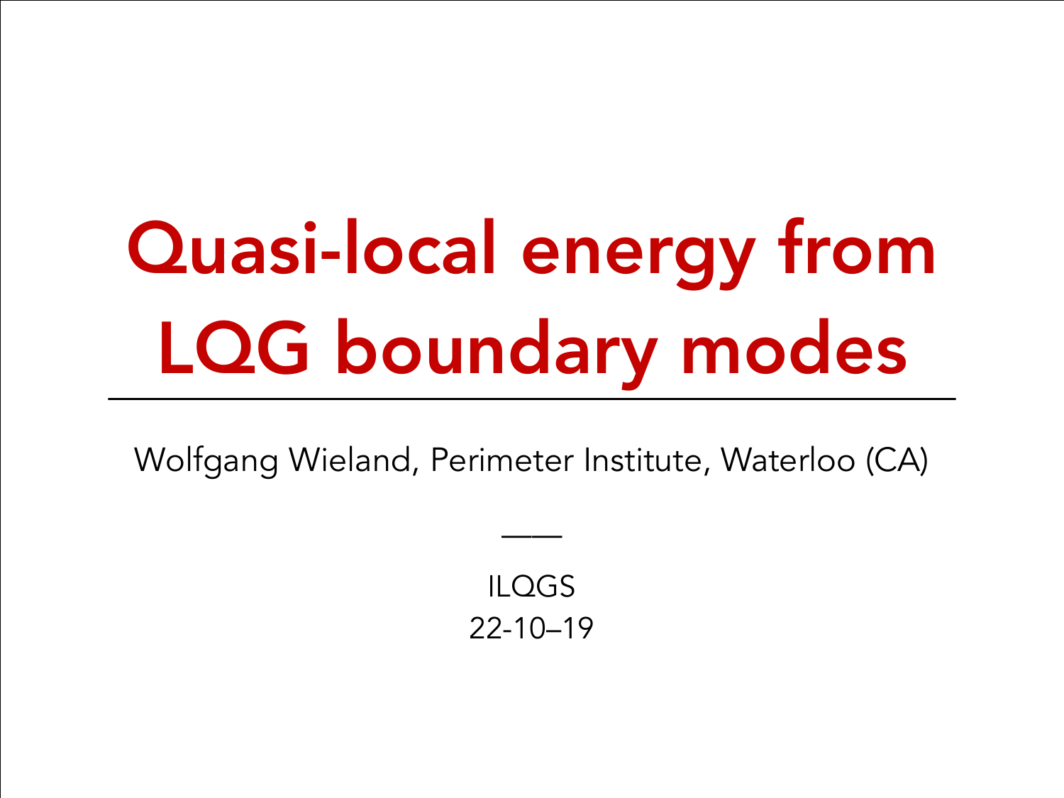# Quasi-local energy from LQG boundary modes

Wolfgang Wieland, Perimeter Institute, Waterloo (CA)

ILQGS

22-10–19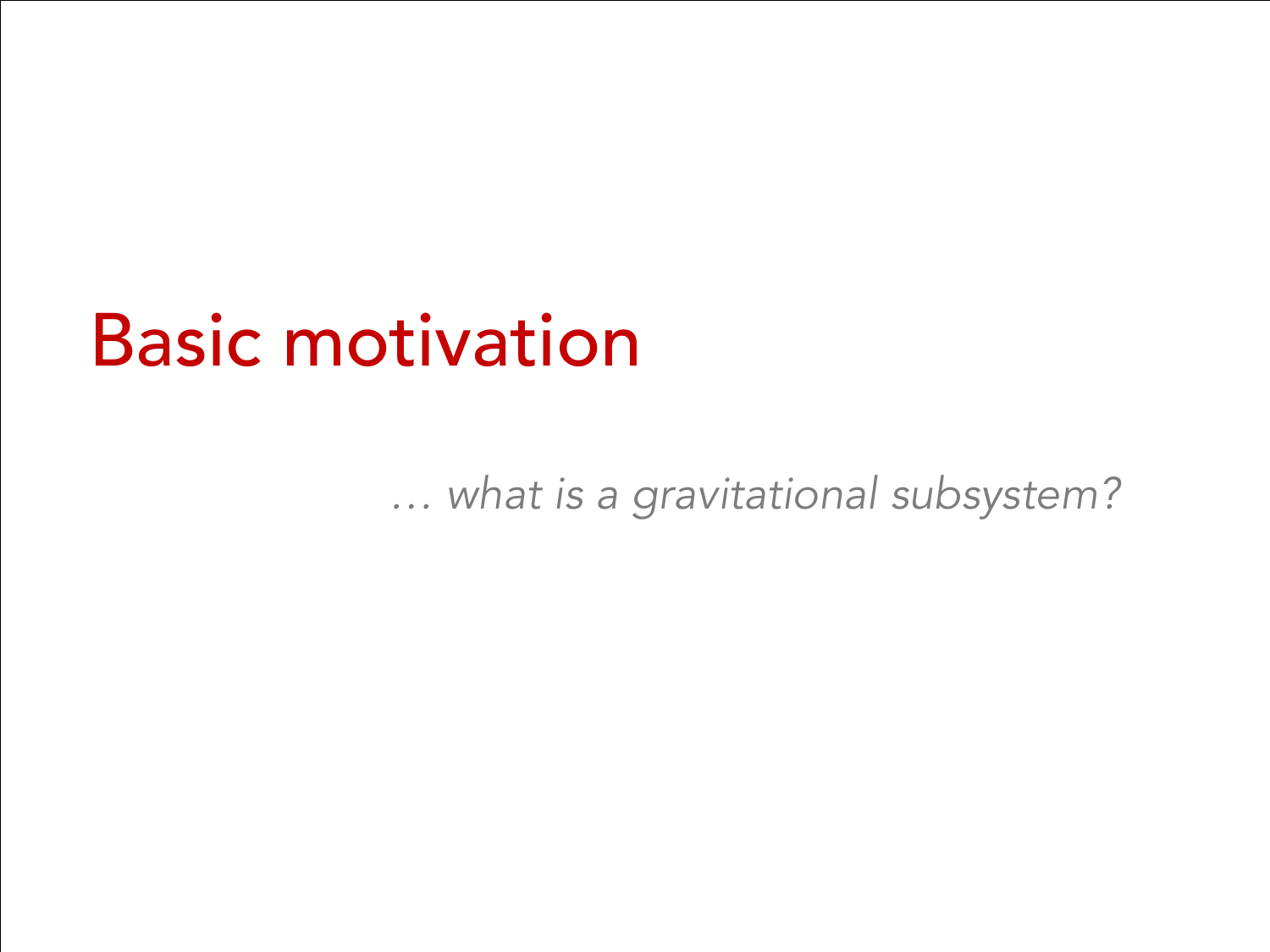# Basic motivation

*… what is a gravitational subsystem?*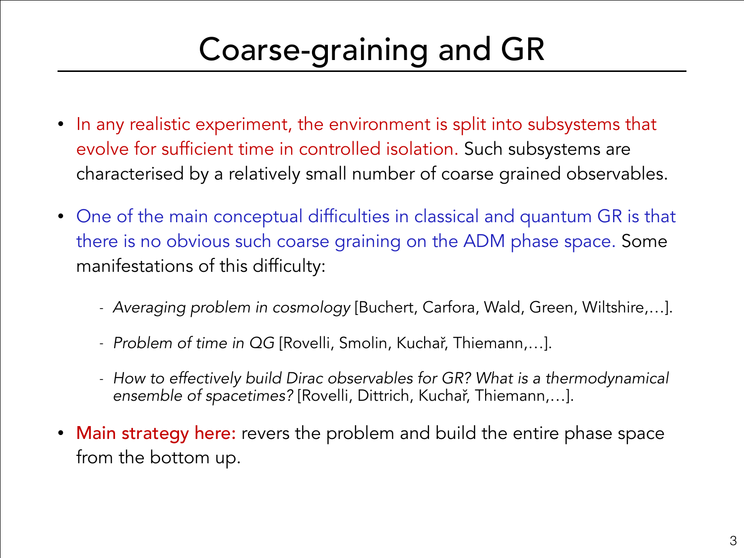# Coarse-graining and GR

- In any realistic experiment, the environment is split into subsystems that evolve for sufficient time in controlled isolation. Such subsystems are characterised by a relatively small number of coarse grained observables.
- One of the main conceptual difficulties in classical and quantum GR is that there is no obvious such coarse graining on the ADM phase space. Some manifestations of this difficulty:
  - *Averaging problem in cosmology* [Buchert, Carfora, Wald, Green, Wiltshire,…].
  - *Problem of time in QG* [Rovelli, Smolin, Kuchař, Thiemann,…].
  - *How to effectively build Dirac observables for GR? What is a thermodynamical ensemble of spacetimes?* [Rovelli, Dittrich, Kuchař, Thiemann,…].
- **Main strategy here:** revers the problem and build the entire phase space from the bottom up.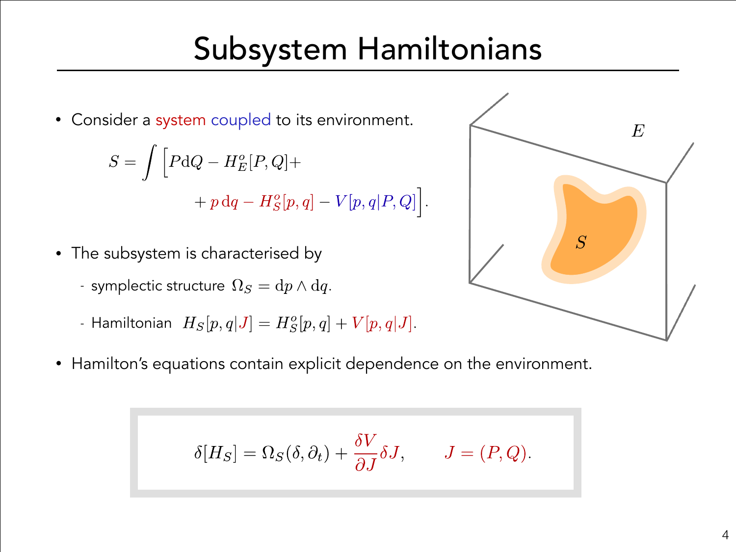# Subsystem Hamiltonians

- Consider a system coupled to its environment.

$$S = \int \Big[ P\mathrm{d}Q - H^o_E[P,Q] + \\ + p\,\mathrm{d}q - H^o_S[p,q] - V[p,q|P,Q]\Big].$$

- The subsystem is characterised by
  - symplectic structure $\Omega_S = \mathrm{d}p \wedge \mathrm{d}q$.
  - Hamiltonian $H_S[p,q|J] = H^o_S[p,q] + V[p,q|J]$.

- Hamilton's equations contain explicit dependence on the environment.

$$\delta[H_S] = \Omega_S(\delta, \partial_t) + \frac{\delta V}{\partial J}\delta J, \qquad J = (P,Q).$$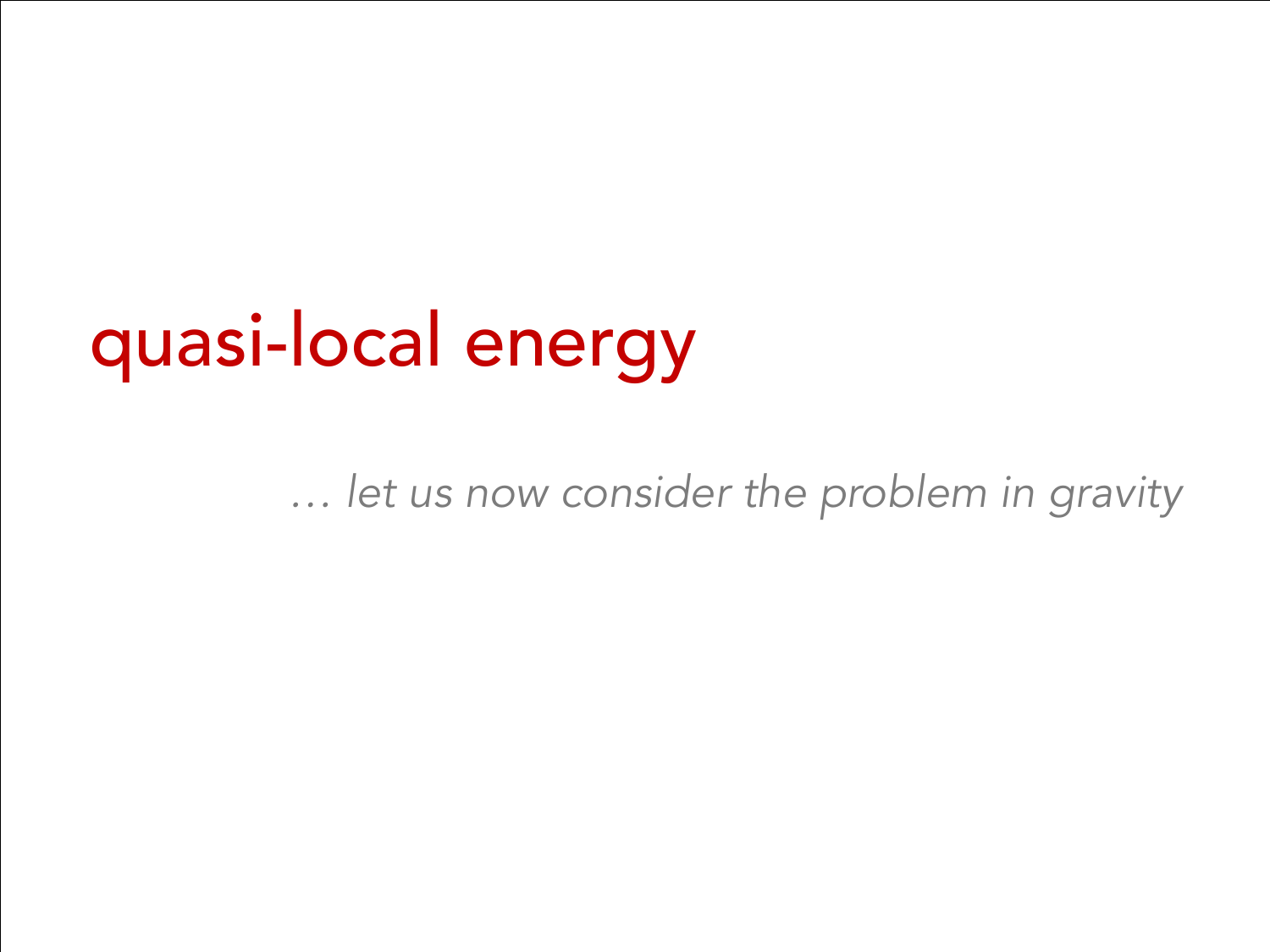# quasi-local energy

*… let us now consider the problem in gravity*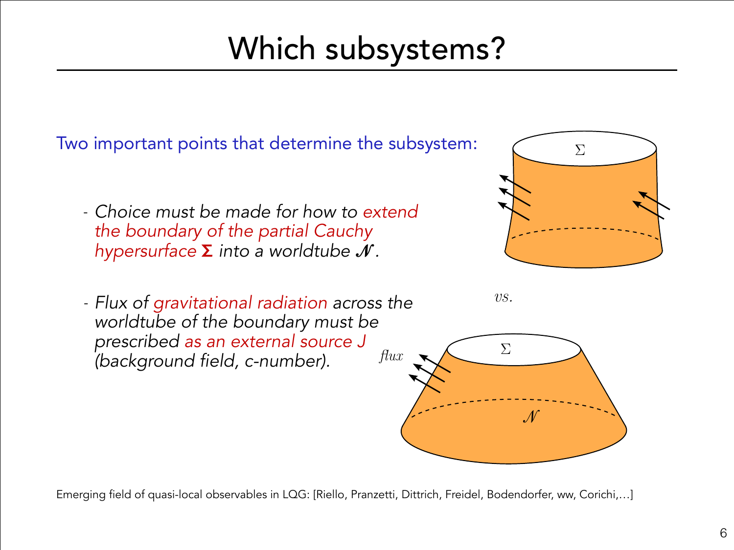# Which subsystems?

Two important points that determine the subsystem:

- *Choice must be made for how to extend the boundary of the partial Cauchy hypersurface* $\boldsymbol{\Sigma}$ *into a worldtube* $\mathcal{N}$.

- *Flux of gravitational radiation across the worldtube of the boundary must be prescribed as an external source J (background field, c-number).*

Emerging field of quasi-local observables in LQG: [Riello, Pranzetti, Dittrich, Freidel, Bodendorfer, ww, Corichi,…]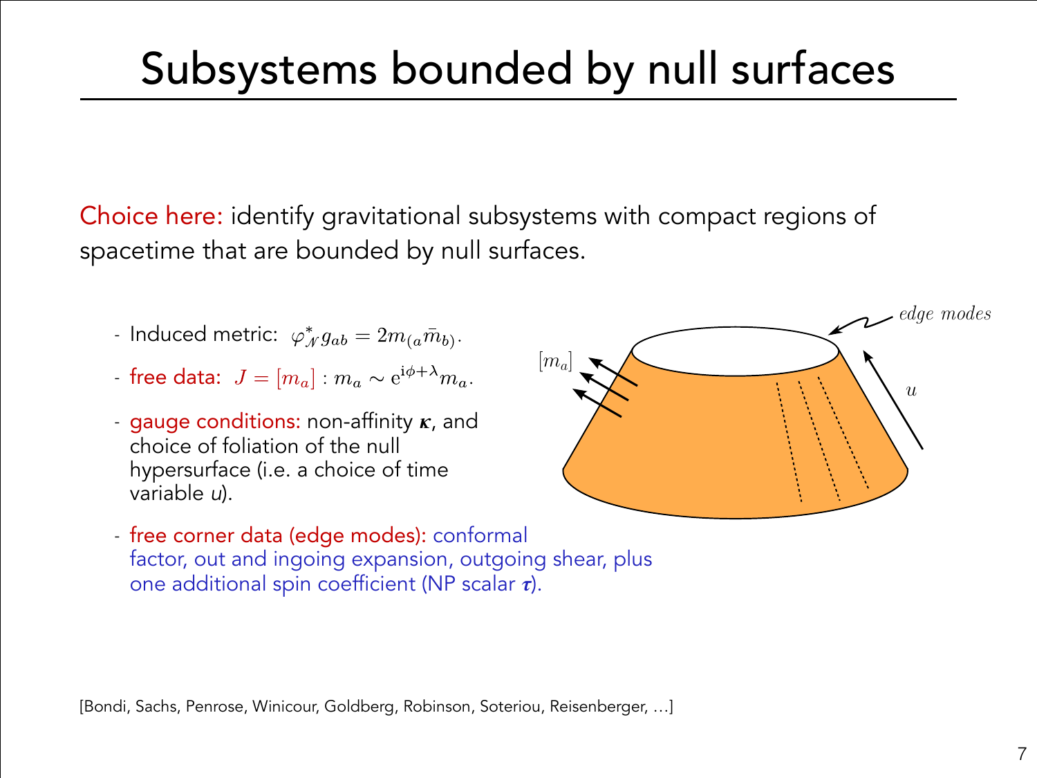# Subsystems bounded by null surfaces

Choice here: identify gravitational subsystems with compact regions of spacetime that are bounded by null surfaces.

- Induced metric: $\varphi^*_{\mathcal{N}} g_{ab} = 2m_{(a}\bar{m}_{b)}$.
- free data: $J = [m_a] : m_a \sim \mathrm{e}^{\mathrm{i}\phi+\lambda} m_a$.
- gauge conditions: non-affinity $\boldsymbol{\kappa}$, and choice of foliation of the null hypersurface (i.e. a choice of time variable $u$).
- free corner data (edge modes): conformal factor, out and ingoing expansion, outgoing shear, plus one additional spin coefficient (NP scalar $\boldsymbol{\tau}$).

[Bondi, Sachs, Penrose, Winicour, Goldberg, Robinson, Soteriou, Reisenberger, …]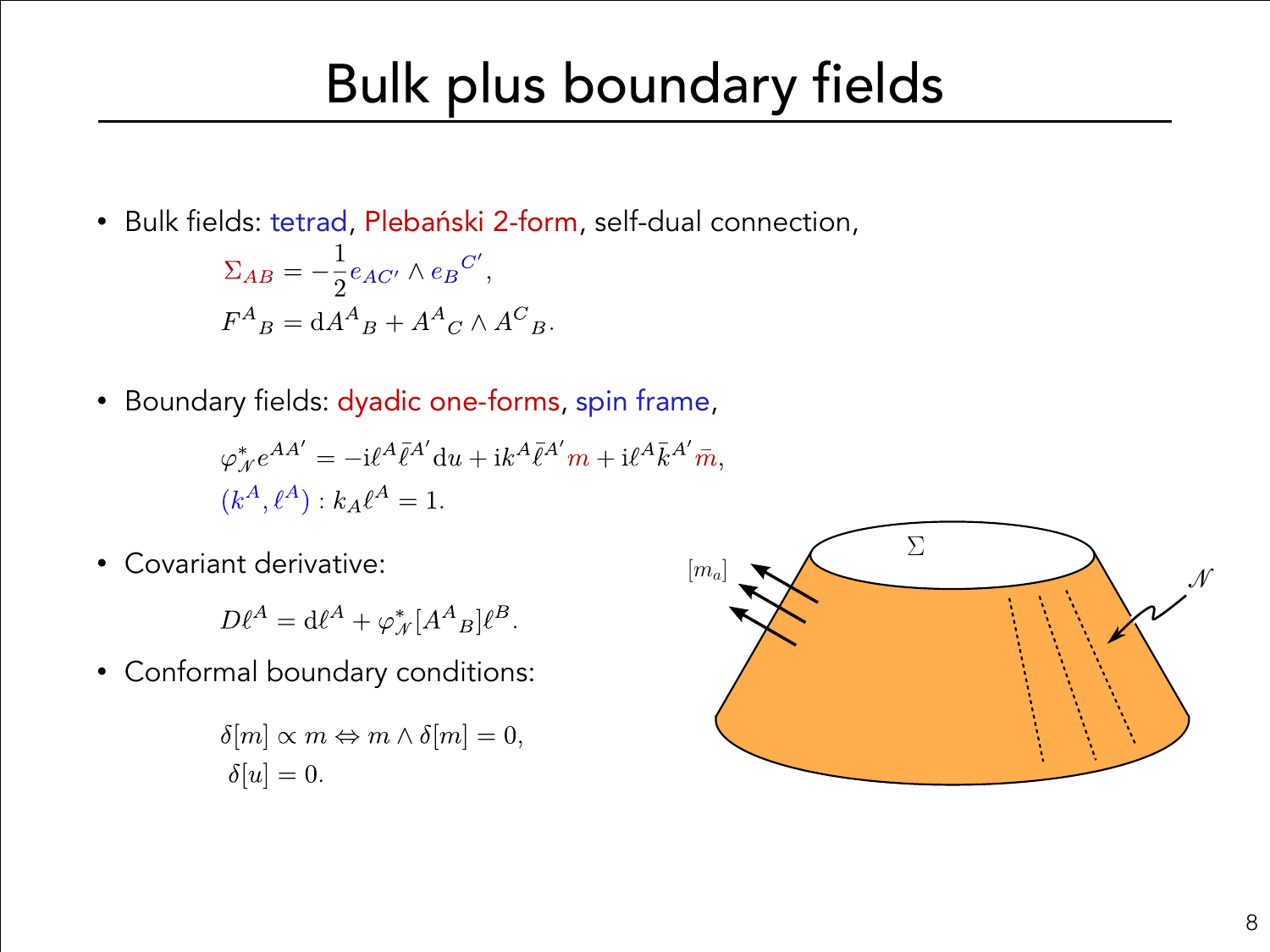# Bulk plus boundary fields

- Bulk fields: tetrad, Plebański 2-form, self-dual connection,

$$\Sigma_{AB} = -\frac{1}{2} e_{AC'} \wedge e_B{}^{C'},$$
$$F^A{}_B = \mathrm{d}A^A{}_B + A^A{}_C \wedge A^C{}_B.$$

- Boundary fields: dyadic one-forms, spin frame,

$$\varphi^*_{\mathcal{N}} e^{AA'} = -\mathrm{i}\ell^A \bar{\ell}^{A'} \mathrm{d}u + \mathrm{i}k^A \bar{\ell}^{A'} m + \mathrm{i}\ell^A \bar{k}^{A'} \bar{m},$$
$$(k^A, \ell^A) : k_A \ell^A = 1.$$

- Covariant derivative:

$$D\ell^A = \mathrm{d}\ell^A + \varphi^*_{\mathcal{N}}[A^A{}_B]\ell^B.$$

- Conformal boundary conditions:

$$\delta[m] \propto m \Leftrightarrow m \wedge \delta[m] = 0,$$
$$\delta[u] = 0.$$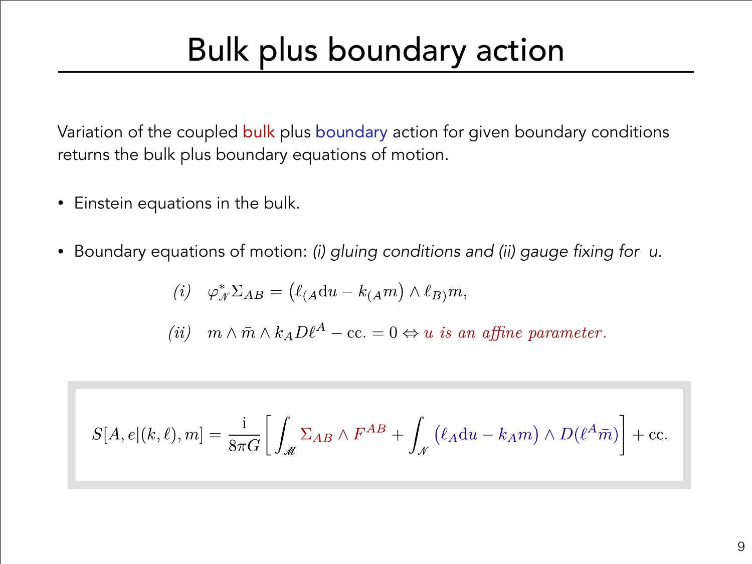# Bulk plus boundary action

Variation of the coupled bulk plus boundary action for given boundary conditions returns the bulk plus boundary equations of motion.

- Einstein equations in the bulk.
- Boundary equations of motion: *(i) gluing conditions and (ii) gauge fixing for u.*

$$\textit{(i)} \quad \varphi^*_{\mathcal{N}}\Sigma_{AB} = \big(\ell_{(A}\mathrm{d}u - k_{(A}m\big) \wedge \ell_{B)}\bar{m},$$

$$\textit{(ii)} \quad m \wedge \bar{m} \wedge k_A D\ell^A - \mathrm{cc.} = 0 \Leftrightarrow u \textit{ is an affine parameter}.$$

$$S[A, e|(k,\ell), m] = \frac{\mathrm{i}}{8\pi G}\bigg[\int_{\mathcal{M}} \Sigma_{AB} \wedge F^{AB} + \int_{\mathcal{N}} \big(\ell_A \mathrm{d}u - k_A m\big) \wedge D(\ell^A \bar{m})\bigg] + \mathrm{cc.}$$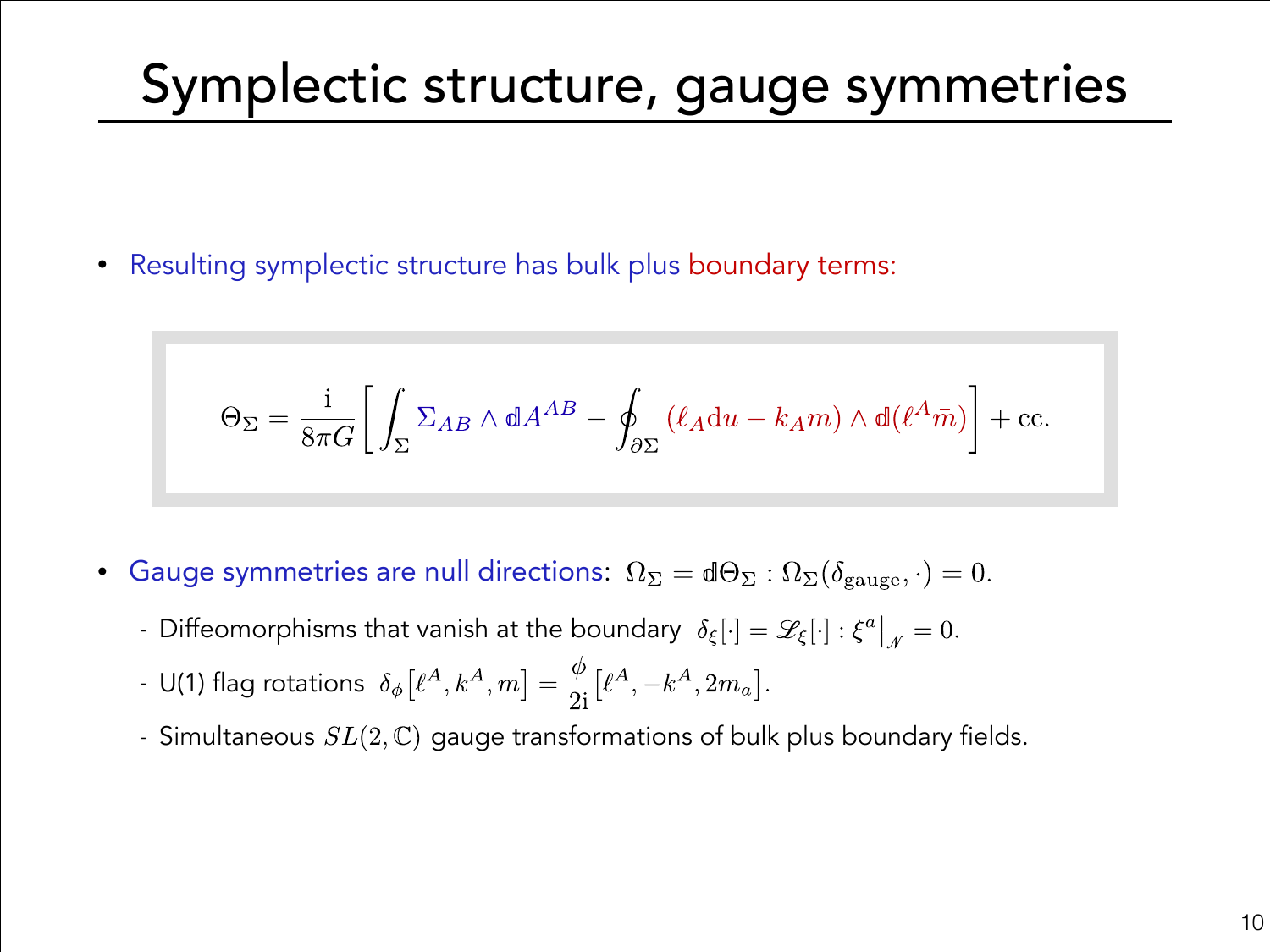# Symplectic structure, gauge symmetries

- Resulting symplectic structure has bulk plus boundary terms:

$$\Theta_\Sigma = \frac{\mathrm{i}}{8\pi G}\left[\int_\Sigma \Sigma_{AB} \wedge \mathbb{d}A^{AB} - \oint_{\partial\Sigma} (\ell_A \mathrm{d}u - k_A m) \wedge \mathbb{d}(\ell^A \bar{m})\right] + \mathrm{cc}.$$

- Gauge symmetries are null directions: $\Omega_\Sigma = \mathbb{d}\Theta_\Sigma : \Omega_\Sigma(\delta_{\text{gauge}}, \cdot) = 0.$
  - Diffeomorphisms that vanish at the boundary $\delta_\xi[\cdot] = \mathscr{L}_\xi[\cdot] : \xi^a\big|_{\mathscr{N}} = 0.$
  - U(1) flag rotations $\delta_\phi\big[\ell^A, k^A, m\big] = \dfrac{\phi}{2\mathrm{i}}\big[\ell^A, -k^A, 2m_a\big].$
  - Simultaneous $SL(2,\mathbb{C})$ gauge transformations of bulk plus boundary fields.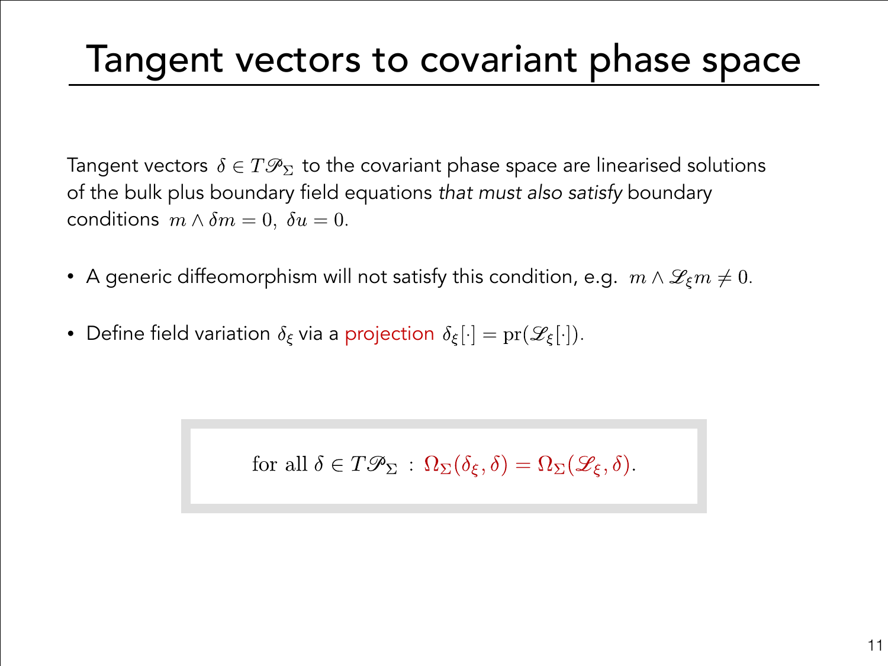# Tangent vectors to covariant phase space

Tangent vectors $\delta \in T\mathscr{P}_\Sigma$ to the covariant phase space are linearised solutions of the bulk plus boundary field equations *that must also satisfy* boundary conditions $m \wedge \delta m = 0,\ \delta u = 0.$

- A generic diffeomorphism will not satisfy this condition, e.g. $m \wedge \mathscr{L}_\xi m \neq 0.$
- Define field variation $\delta_\xi$ via a projection $\delta_\xi[\cdot] = \mathrm{pr}(\mathscr{L}_\xi[\cdot]).$

$$\text{for all } \delta \in T\mathscr{P}_\Sigma \ : \ \Omega_\Sigma(\delta_\xi, \delta) = \Omega_\Sigma(\mathscr{L}_\xi, \delta).$$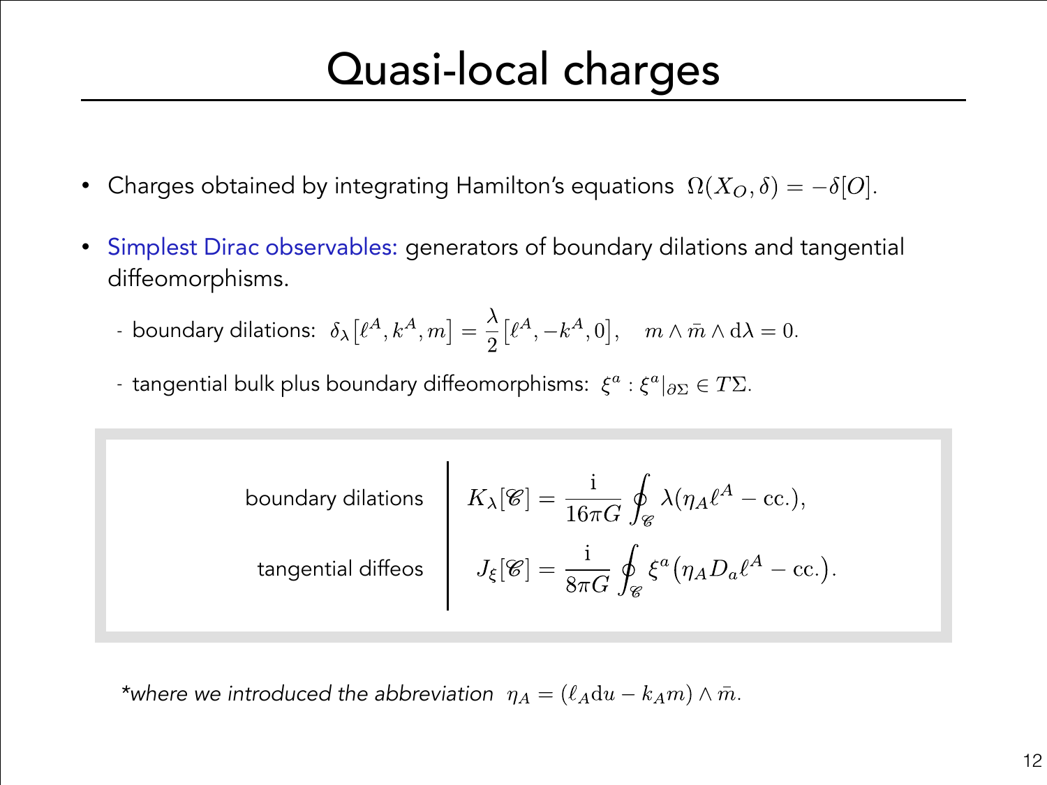# Quasi-local charges

- Charges obtained by integrating Hamilton's equations $\Omega(X_O, \delta) = -\delta[O]$.
- Simplest Dirac observables: generators of boundary dilations and tangential diffeomorphisms.
  - boundary dilations: $\delta_\lambda\big[\ell^A, k^A, m\big] = \frac{\lambda}{2}\big[\ell^A, -k^A, 0\big], \quad m \wedge \bar{m} \wedge \mathrm{d}\lambda = 0.$
  - tangential bulk plus boundary diffeomorphisms: $\xi^a : \xi^a|_{\partial\Sigma} \in T\Sigma.$

| | |
|---|---|
| boundary dilations | $K_\lambda[\mathscr{C}] = \frac{\mathrm{i}}{16\pi G} \oint_{\mathscr{C}} \lambda(\eta_A \ell^A - \mathrm{cc.}),$ |
| tangential diffeos | $J_\xi[\mathscr{C}] = \frac{\mathrm{i}}{8\pi G} \oint_{\mathscr{C}} \xi^a \big(\eta_A D_a \ell^A - \mathrm{cc.}\big).$ |

*where we introduced the abbreviation $\eta_A = (\ell_A \mathrm{d}u - k_A m) \wedge \bar{m}$.*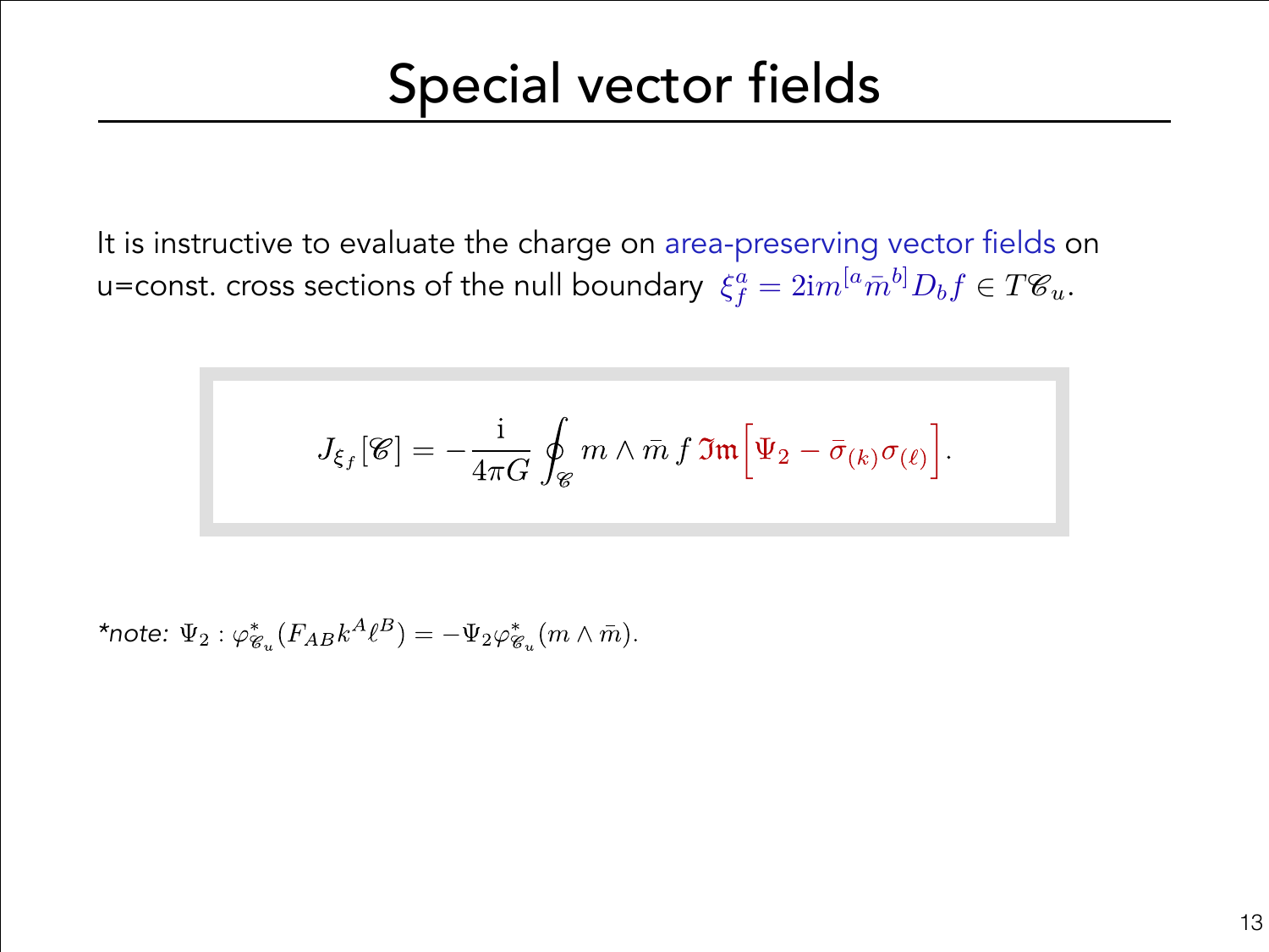# Special vector fields

It is instructive to evaluate the charge on area-preserving vector fields on u=const. cross sections of the null boundary $\xi^a_f = 2\mathrm{i} m^{[a}\bar{m}^{b]} D_b f \in T\mathscr{C}_u$.

$$J_{\xi_f}[\mathscr{C}] = -\frac{\mathrm{i}}{4\pi G}\oint_{\mathscr{C}} m \wedge \bar{m}\, f\, \mathfrak{Im}\Big[\Psi_2 - \bar{\sigma}_{(k)}\sigma_{(\ell)}\Big].$$

**note:* $\Psi_2 : \varphi^*_{\mathscr{C}_u}(F_{AB}k^A\ell^B) = -\Psi_2\varphi^*_{\mathscr{C}_u}(m \wedge \bar{m})$.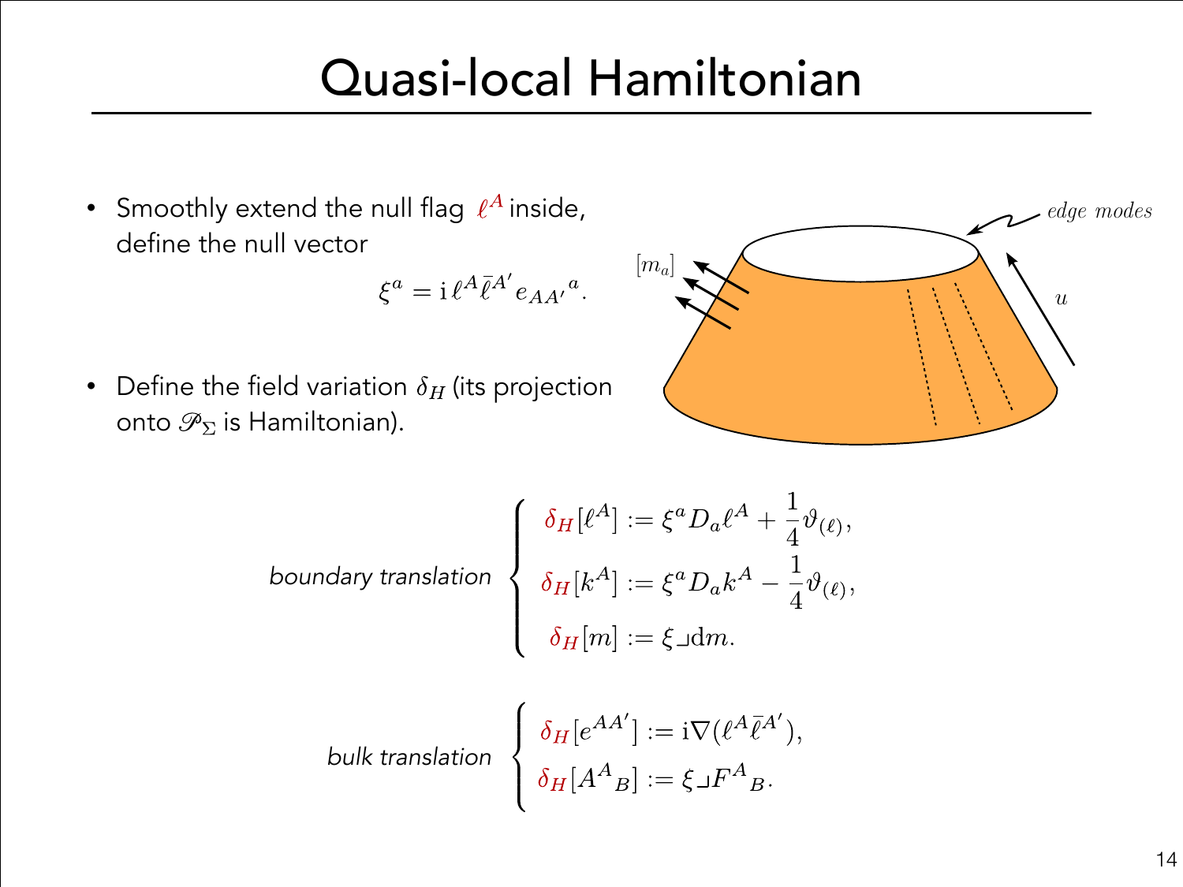# Quasi-local Hamiltonian

- Smoothly extend the null flag $\ell^A$ inside, define the null vector

$$\xi^a = \mathrm{i}\,\ell^A \bar{\ell}^{A'} e_{AA'}{}^a.$$

- Define the field variation $\delta_H$ (its projection onto $\mathscr{P}_\Sigma$ is Hamiltonian).

*boundary translation*

$$\begin{cases} \delta_H[\ell^A] := \xi^a D_a \ell^A + \dfrac{1}{4}\vartheta_{(\ell)}, \\ \delta_H[k^A] := \xi^a D_a k^A - \dfrac{1}{4}\vartheta_{(\ell)}, \\ \delta_H[m] := \xi \lrcorner \mathrm{d}m. \end{cases}$$

*bulk translation*

$$\begin{cases} \delta_H[e^{AA'}] := \mathrm{i}\nabla(\ell^A \bar{\ell}^{A'}), \\ \delta_H[A^A{}_B] := \xi \lrcorner F^A{}_B. \end{cases}$$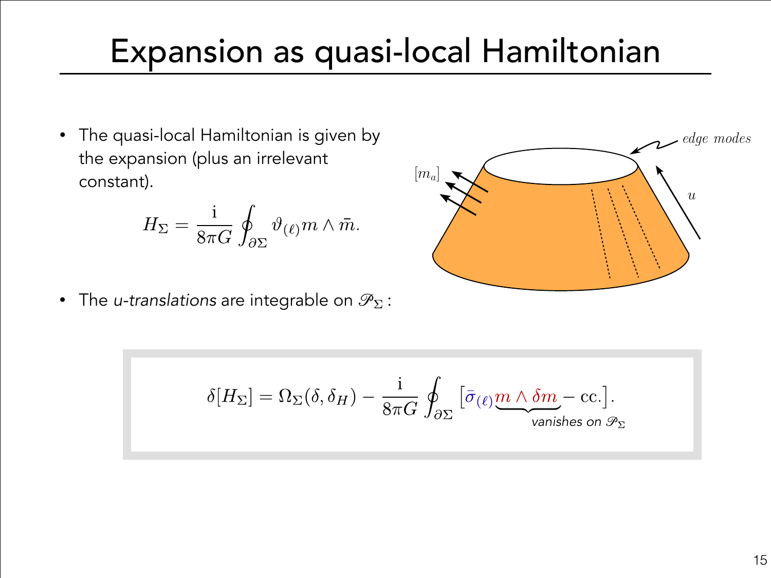# Expansion as quasi-local Hamiltonian

- The quasi-local Hamiltonian is given by the expansion (plus an irrelevant constant).

$$H_\Sigma = \frac{\mathrm{i}}{8\pi G}\oint_{\partial\Sigma} \vartheta_{(\ell)} m \wedge \bar{m}.$$

- The *u-translations* are integrable on $\mathscr{P}_\Sigma$ :

$$\delta[H_\Sigma] = \Omega_\Sigma(\delta, \delta_H) - \frac{\mathrm{i}}{8\pi G}\oint_{\partial\Sigma}\big[\bar{\sigma}_{(\ell)}\underbrace{m \wedge \delta m}_{\text{vanishes on } \mathscr{P}_\Sigma} - \mathrm{cc.}\big].$$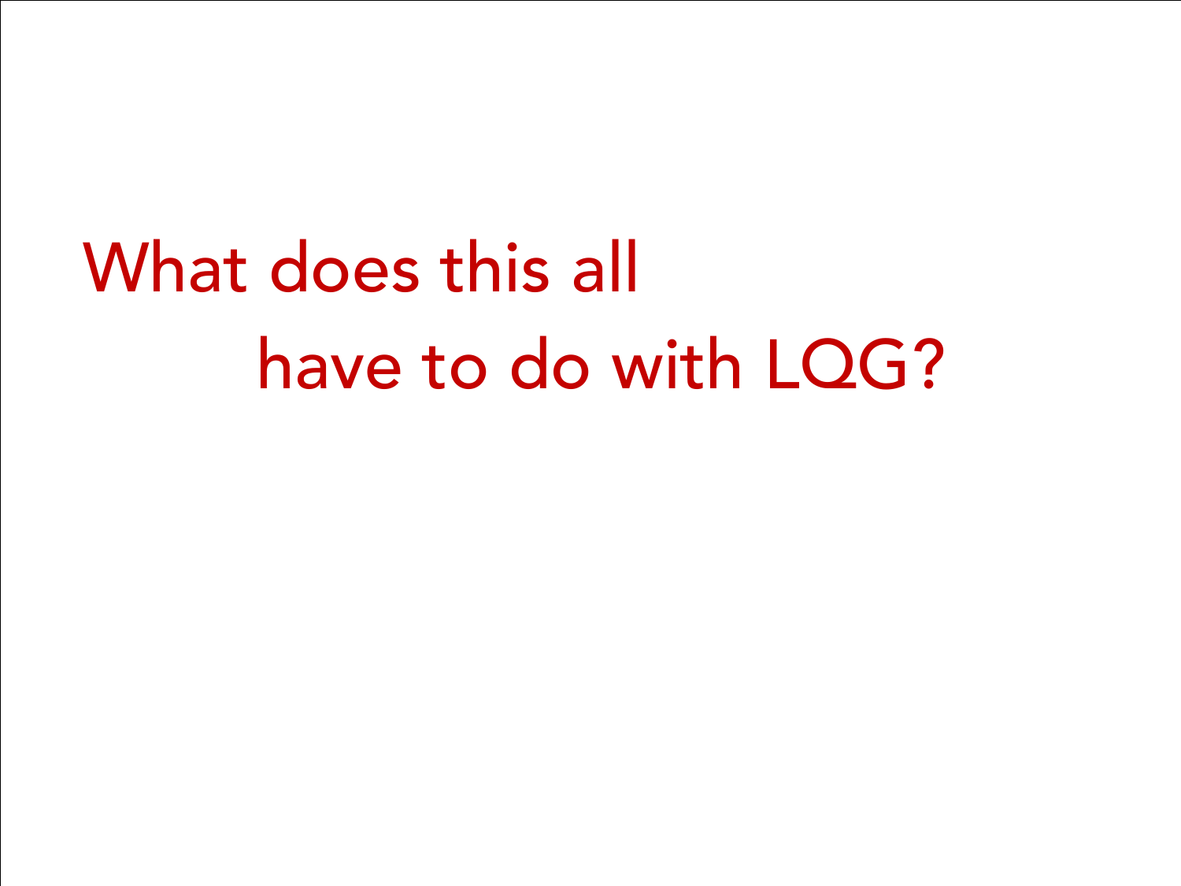# What does this all have to do with LQG?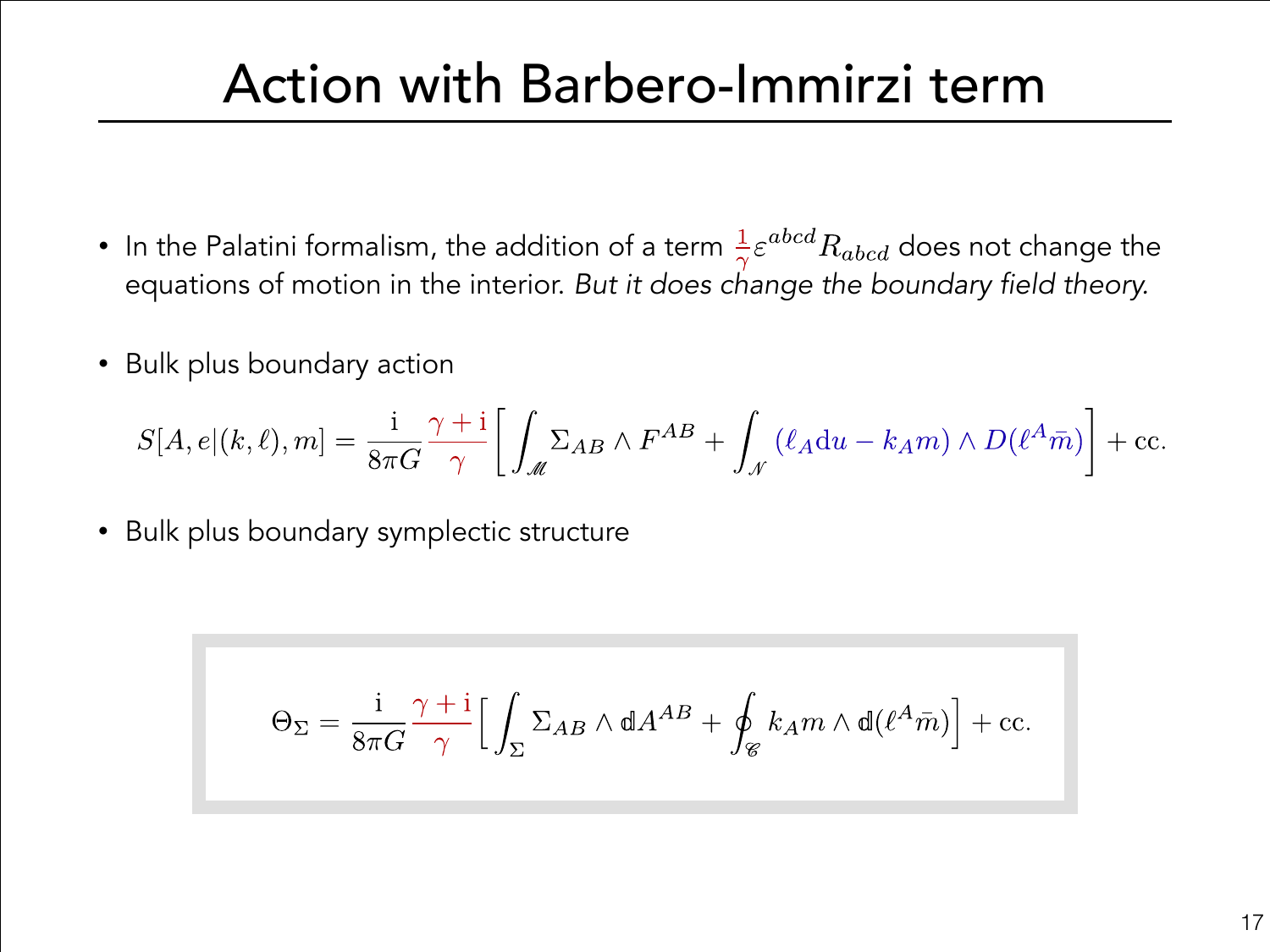# Action with Barbero-Immirzi term

- In the Palatini formalism, the addition of a term $\frac{1}{\gamma}\varepsilon^{abcd}R_{abcd}$ does not change the equations of motion in the interior. *But it does change the boundary field theory.*

- Bulk plus boundary action

$$S[A,e|(k,\ell),m] = \frac{\mathrm{i}}{8\pi G}\frac{\gamma+\mathrm{i}}{\gamma}\left[\int_{\mathscr{M}}\Sigma_{AB}\wedge F^{AB} + \int_{\mathscr{N}}(\ell_A \mathrm{d}u - k_A m)\wedge D(\ell^A\bar{m})\right] + \mathrm{cc.}$$

- Bulk plus boundary symplectic structure

$$\Theta_\Sigma = \frac{\mathrm{i}}{8\pi G}\frac{\gamma+\mathrm{i}}{\gamma}\Big[\int_\Sigma \Sigma_{AB}\wedge \mathbb{d}A^{AB} + \oint_{\mathscr{C}} k_A m \wedge \mathbb{d}(\ell^A\bar{m})\Big] + \mathrm{cc.}$$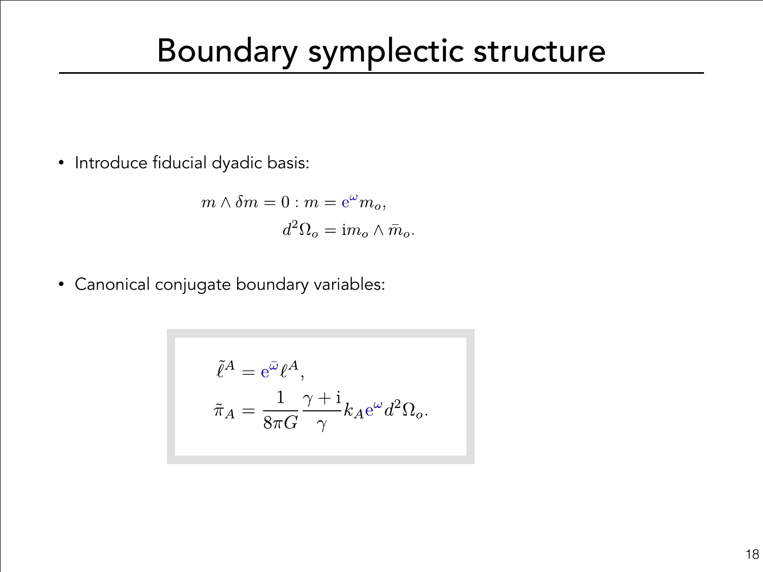# Boundary symplectic structure

- Introduce fiducial dyadic basis:

$$
\begin{aligned}
m \wedge \delta m = 0 : m &= \mathrm{e}^{\omega} m_o, \\
d^2\Omega_o &= \mathrm{i} m_o \wedge \bar{m}_o.
\end{aligned}
$$

- Canonical conjugate boundary variables:

$$
\begin{aligned}
\tilde{\ell}^A &= \mathrm{e}^{\bar{\omega}} \ell^A, \\
\tilde{\pi}_A &= \frac{1}{8\pi G} \frac{\gamma + \mathrm{i}}{\gamma} k_A \mathrm{e}^{\omega} d^2\Omega_o.
\end{aligned}
$$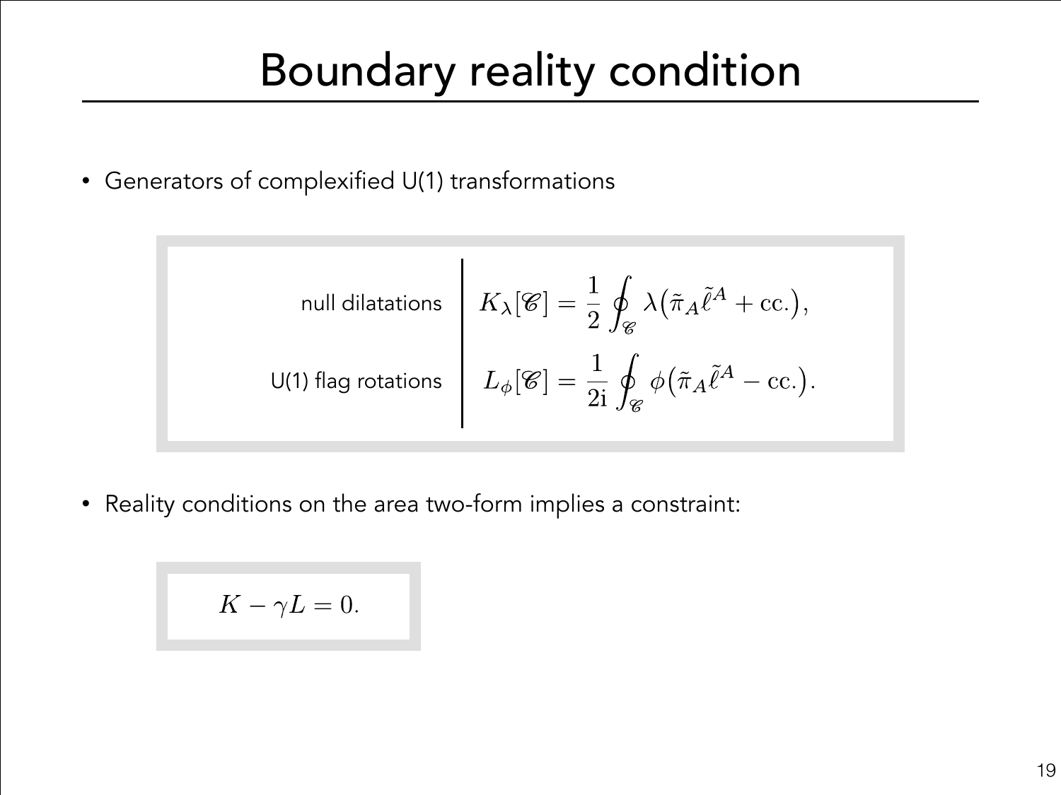# Boundary reality condition

- Generators of complexified U(1) transformations

| | |
|---|---|
| null dilatations | $K_\lambda[\mathscr{C}] = \frac{1}{2}\oint_{\mathscr{C}} \lambda\big(\tilde{\pi}_A\tilde{\ell}^A + \mathrm{cc.}\big),$ |
| U(1) flag rotations | $L_\phi[\mathscr{C}] = \frac{1}{2\mathrm{i}}\oint_{\mathscr{C}} \phi\big(\tilde{\pi}_A\tilde{\ell}^A - \mathrm{cc.}\big).$ |

- Reality conditions on the area two-form implies a constraint:

$$K - \gamma L = 0.$$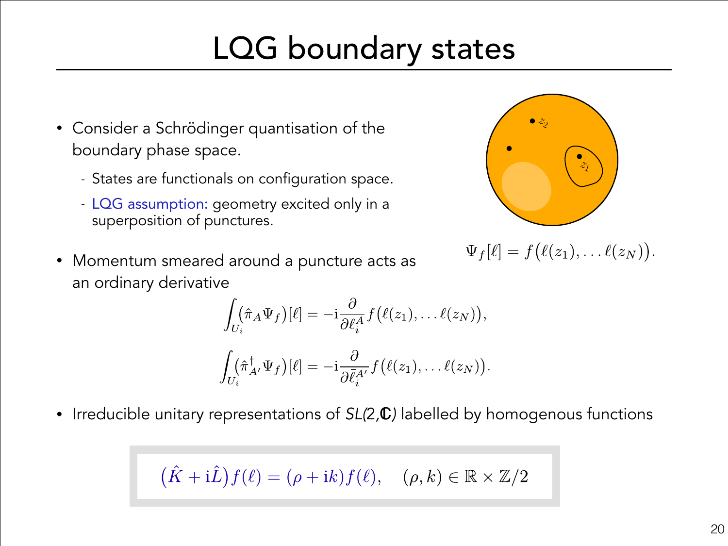# LQG boundary states

- Consider a Schrödinger quantisation of the boundary phase space.
  - States are functionals on configuration space.
  - LQG assumption: geometry excited only in a superposition of punctures.

$$\Psi_f[\ell] = f\big(\ell(z_1), \ldots \ell(z_N)\big).$$

- Momentum smeared around a puncture acts as an ordinary derivative

$$\int_{U_i} \big(\hat{\pi}_A \Psi_f\big)[\ell] = -\mathrm{i}\frac{\partial}{\partial \ell_i^A} f\big(\ell(z_1), \ldots \ell(z_N)\big),$$

$$\int_{U_i} \big(\hat{\pi}^\dagger_{A'} \Psi_f\big)[\ell] = -\mathrm{i}\frac{\partial}{\partial \bar{\ell}_i^{A'}} f\big(\ell(z_1), \ldots \ell(z_N)\big).$$

- Irreducible unitary representations of *SL(2,ℂ)* labelled by homogenous functions

$$\big(\hat{K} + \mathrm{i}\hat{L}\big) f(\ell) = (\rho + \mathrm{i}k) f(\ell), \quad (\rho, k) \in \mathbb{R} \times \mathbb{Z}/2$$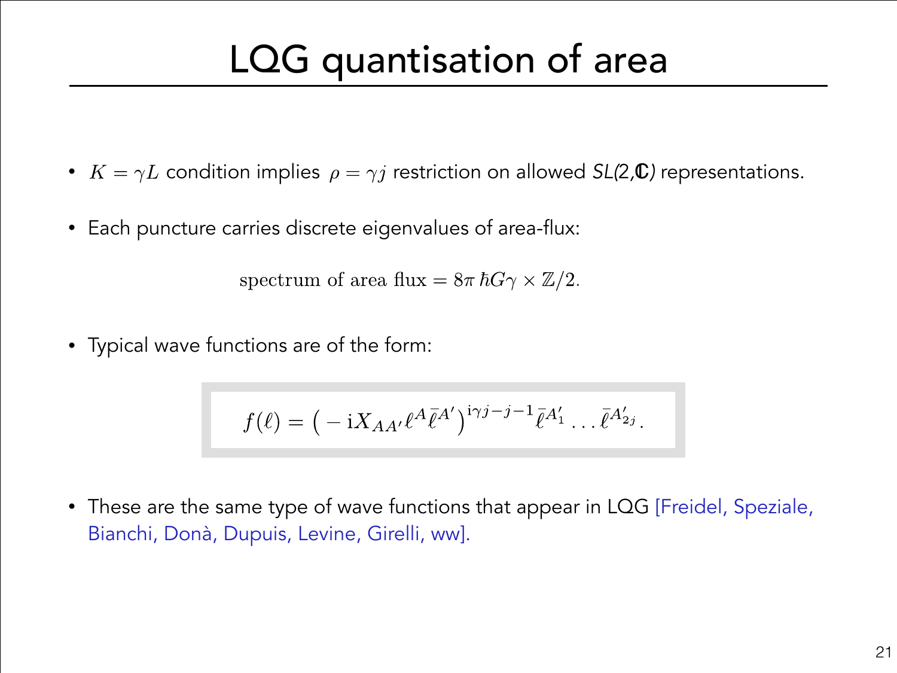# LQG quantisation of area

- $K = \gamma L$ condition implies $\rho = \gamma j$ restriction on allowed *SL(2,ℂ)* representations.
- Each puncture carries discrete eigenvalues of area-flux:

$$\text{spectrum of area flux} = 8\pi\,\hbar G\gamma \times \mathbb{Z}/2.$$

- Typical wave functions are of the form:

$$f(\ell) = \big( -\mathrm{i} X_{AA'} \ell^A \bar{\ell}^{A'} \big)^{\mathrm{i}\gamma j - j - 1} \bar{\ell}^{A_1'} \ldots \bar{\ell}^{A_{2j}'}.$$

- These are the same type of wave functions that appear in LQG [Freidel, Speziale, Bianchi, Donà, Dupuis, Levine, Girelli, ww].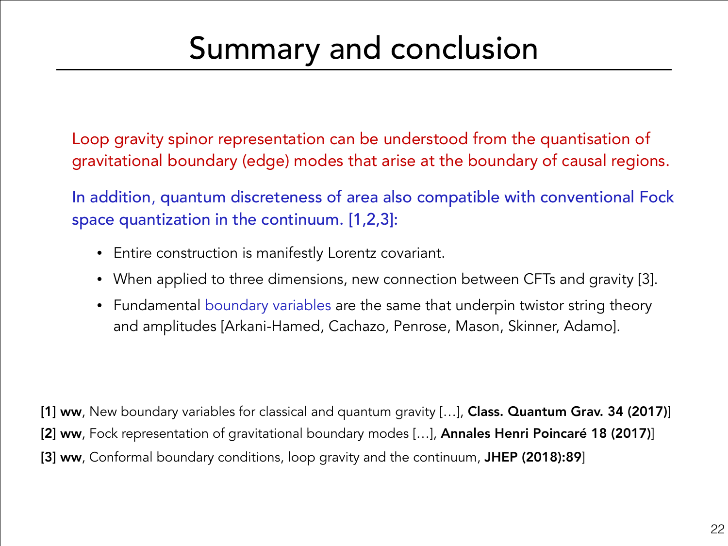# Summary and conclusion

Loop gravity spinor representation can be understood from the quantisation of gravitational boundary (edge) modes that arise at the boundary of causal regions.

In addition, quantum discreteness of area also compatible with conventional Fock space quantization in the continuum. [1,2,3]:

- Entire construction is manifestly Lorentz covariant.
- When applied to three dimensions, new connection between CFTs and gravity [3].
- Fundamental boundary variables are the same that underpin twistor string theory and amplitudes [Arkani-Hamed, Cachazo, Penrose, Mason, Skinner, Adamo].

**[1] ww**, New boundary variables for classical and quantum gravity […], **Class. Quantum Grav. 34 (2017)**]

**[2] ww**, Fock representation of gravitational boundary modes […], **Annales Henri Poincaré 18 (2017)**]

**[3] ww**, Conformal boundary conditions, loop gravity and the continuum, **JHEP (2018):89**]